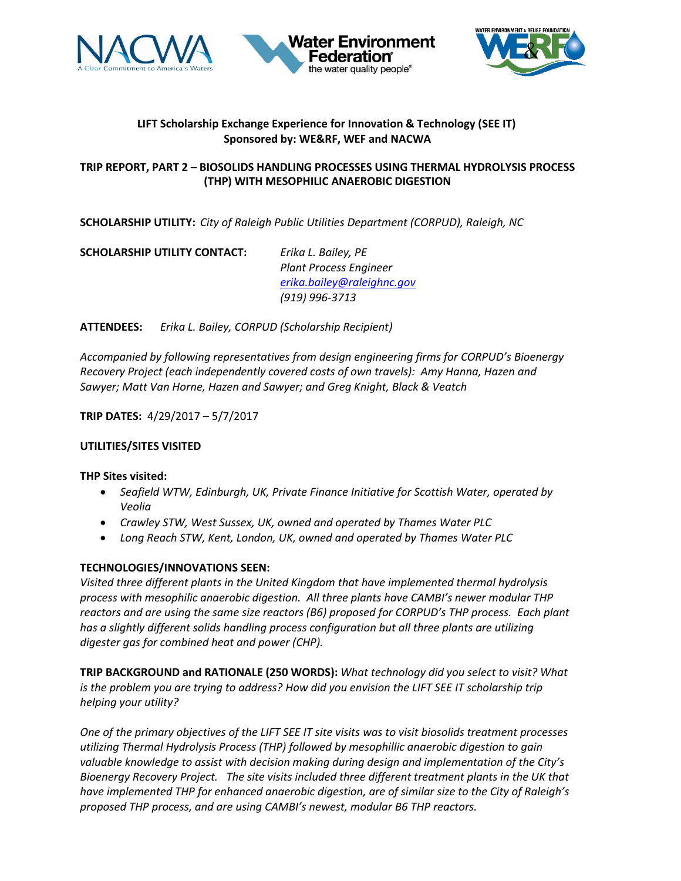**LIFT Scholarship Exchange Experience for Innovation & Technology (SEE IT)**
**Sponsored by: WE&RF, WEF and NACWA**

**TRIP REPORT, PART 2 – BIOSOLIDS HANDLING PROCESSES USING THERMAL HYDROLYSIS PROCESS (THP) WITH MESOPHILIC ANAEROBIC DIGESTION**

**SCHOLARSHIP UTILITY:** *City of Raleigh Public Utilities Department (CORPUD), Raleigh, NC*

**SCHOLARSHIP UTILITY CONTACT:** *Erika L. Bailey, PE*
*Plant Process Engineer*
*erika.bailey@raleighnc.gov*
*(919) 996-3713*

**ATTENDEES:** *Erika L. Bailey, CORPUD (Scholarship Recipient)*

*Accompanied by following representatives from design engineering firms for CORPUD's Bioenergy Recovery Project (each independently covered costs of own travels): Amy Hanna, Hazen and Sawyer; Matt Van Horne, Hazen and Sawyer; and Greg Knight, Black & Veatch*

**TRIP DATES:** 4/29/2017 – 5/7/2017

**UTILITIES/SITES VISITED**

**THP Sites visited:**

- *Seafield WTW, Edinburgh, UK, Private Finance Initiative for Scottish Water, operated by Veolia*
- *Crawley STW, West Sussex, UK, owned and operated by Thames Water PLC*
- *Long Reach STW, Kent, London, UK, owned and operated by Thames Water PLC*

**TECHNOLOGIES/INNOVATIONS SEEN:**
*Visited three different plants in the United Kingdom that have implemented thermal hydrolysis process with mesophilic anaerobic digestion. All three plants have CAMBI's newer modular THP reactors and are using the same size reactors (B6) proposed for CORPUD's THP process. Each plant has a slightly different solids handling process configuration but all three plants are utilizing digester gas for combined heat and power (CHP).*

**TRIP BACKGROUND and RATIONALE (250 WORDS):** *What technology did you select to visit? What is the problem you are trying to address? How did you envision the LIFT SEE IT scholarship trip helping your utility?*

*One of the primary objectives of the LIFT SEE IT site visits was to visit biosolids treatment processes utilizing Thermal Hydrolysis Process (THP) followed by mesophillic anaerobic digestion to gain valuable knowledge to assist with decision making during design and implementation of the City's Bioenergy Recovery Project. The site visits included three different treatment plants in the UK that have implemented THP for enhanced anaerobic digestion, are of similar size to the City of Raleigh's proposed THP process, and are using CAMBI's newest, modular B6 THP reactors.*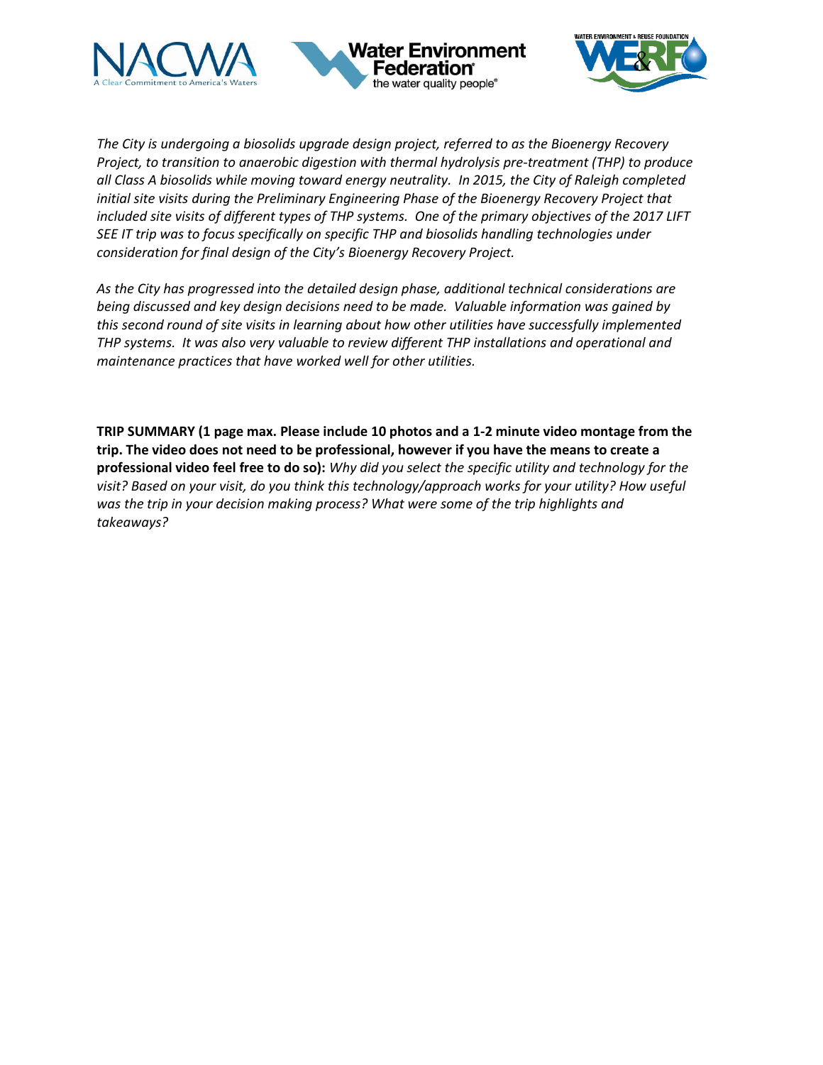*The City is undergoing a biosolids upgrade design project, referred to as the Bioenergy Recovery Project, to transition to anaerobic digestion with thermal hydrolysis pre-treatment (THP) to produce all Class A biosolids while moving toward energy neutrality. In 2015, the City of Raleigh completed initial site visits during the Preliminary Engineering Phase of the Bioenergy Recovery Project that included site visits of different types of THP systems. One of the primary objectives of the 2017 LIFT SEE IT trip was to focus specifically on specific THP and biosolids handling technologies under consideration for final design of the City's Bioenergy Recovery Project.*

*As the City has progressed into the detailed design phase, additional technical considerations are being discussed and key design decisions need to be made. Valuable information was gained by this second round of site visits in learning about how other utilities have successfully implemented THP systems. It was also very valuable to review different THP installations and operational and maintenance practices that have worked well for other utilities.*

**TRIP SUMMARY (1 page max. Please include 10 photos and a 1-2 minute video montage from the trip. The video does not need to be professional, however if you have the means to create a professional video feel free to do so):** *Why did you select the specific utility and technology for the visit? Based on your visit, do you think this technology/approach works for your utility? How useful was the trip in your decision making process? What were some of the trip highlights and takeaways?*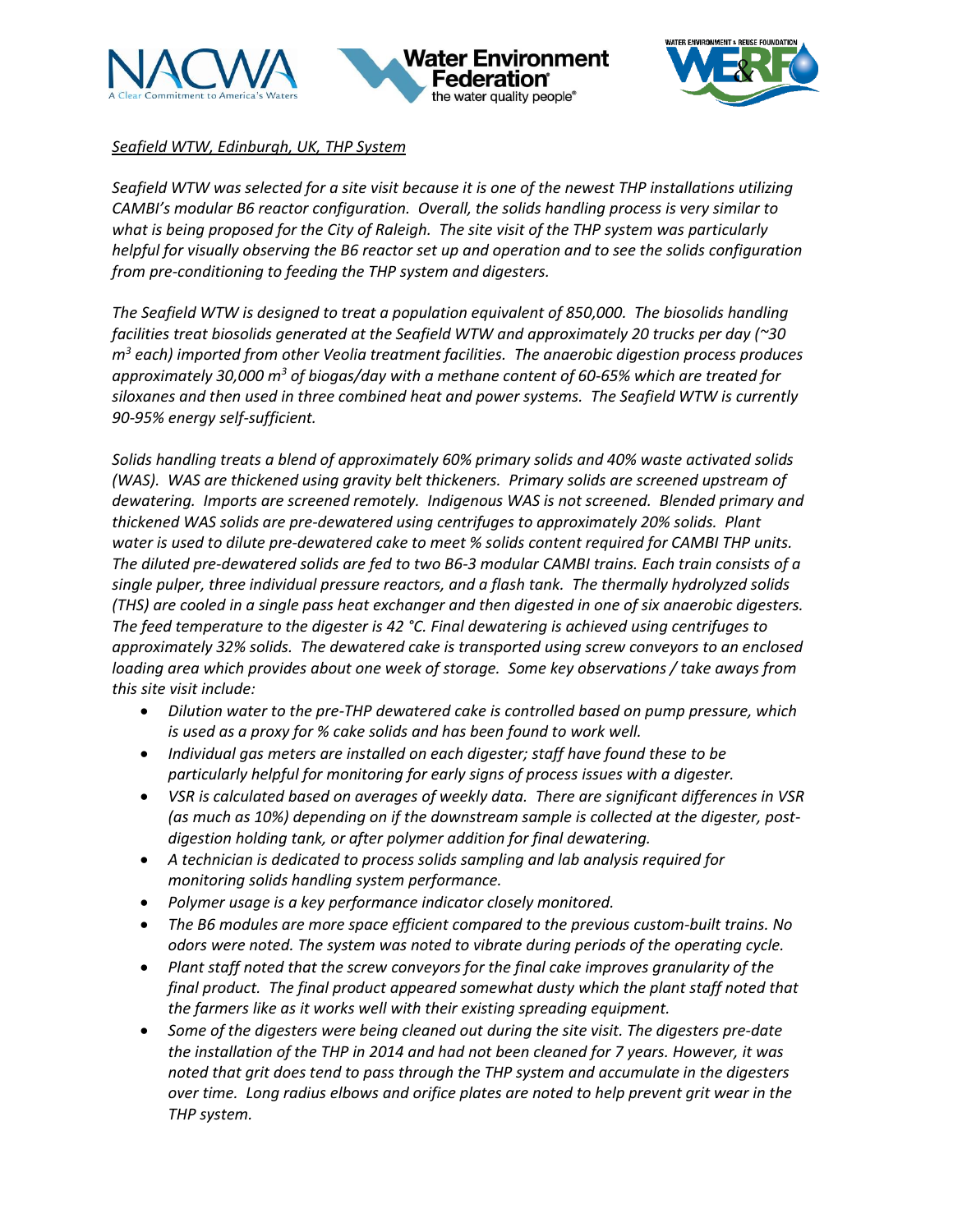*Seafield WTW, Edinburgh, UK, THP System*

*Seafield WTW was selected for a site visit because it is one of the newest THP installations utilizing CAMBI's modular B6 reactor configuration. Overall, the solids handling process is very similar to what is being proposed for the City of Raleigh. The site visit of the THP system was particularly helpful for visually observing the B6 reactor set up and operation and to see the solids configuration from pre-conditioning to feeding the THP system and digesters.*

*The Seafield WTW is designed to treat a population equivalent of 850,000. The biosolids handling facilities treat biosolids generated at the Seafield WTW and approximately 20 trucks per day (~30 $m^3$ each) imported from other Veolia treatment facilities. The anaerobic digestion process produces approximately 30,000 $m^3$ of biogas/day with a methane content of 60-65% which are treated for siloxanes and then used in three combined heat and power systems. The Seafield WTW is currently 90-95% energy self-sufficient.*

*Solids handling treats a blend of approximately 60% primary solids and 40% waste activated solids (WAS). WAS are thickened using gravity belt thickeners. Primary solids are screened upstream of dewatering. Imports are screened remotely. Indigenous WAS is not screened. Blended primary and thickened WAS solids are pre-dewatered using centrifuges to approximately 20% solids. Plant water is used to dilute pre-dewatered cake to meet % solids content required for CAMBI THP units. The diluted pre-dewatered solids are fed to two B6-3 modular CAMBI trains. Each train consists of a single pulper, three individual pressure reactors, and a flash tank. The thermally hydrolyzed solids (THS) are cooled in a single pass heat exchanger and then digested in one of six anaerobic digesters. The feed temperature to the digester is 42 °C. Final dewatering is achieved using centrifuges to approximately 32% solids. The dewatered cake is transported using screw conveyors to an enclosed loading area which provides about one week of storage. Some key observations / take aways from this site visit include:*

- *Dilution water to the pre-THP dewatered cake is controlled based on pump pressure, which is used as a proxy for % cake solids and has been found to work well.*
- *Individual gas meters are installed on each digester; staff have found these to be particularly helpful for monitoring for early signs of process issues with a digester.*
- *VSR is calculated based on averages of weekly data. There are significant differences in VSR (as much as 10%) depending on if the downstream sample is collected at the digester, post-digestion holding tank, or after polymer addition for final dewatering.*
- *A technician is dedicated to process solids sampling and lab analysis required for monitoring solids handling system performance.*
- *Polymer usage is a key performance indicator closely monitored.*
- *The B6 modules are more space efficient compared to the previous custom-built trains. No odors were noted. The system was noted to vibrate during periods of the operating cycle.*
- *Plant staff noted that the screw conveyors for the final cake improves granularity of the final product. The final product appeared somewhat dusty which the plant staff noted that the farmers like as it works well with their existing spreading equipment.*
- *Some of the digesters were being cleaned out during the site visit. The digesters pre-date the installation of the THP in 2014 and had not been cleaned for 7 years. However, it was noted that grit does tend to pass through the THP system and accumulate in the digesters over time. Long radius elbows and orifice plates are noted to help prevent grit wear in the THP system.*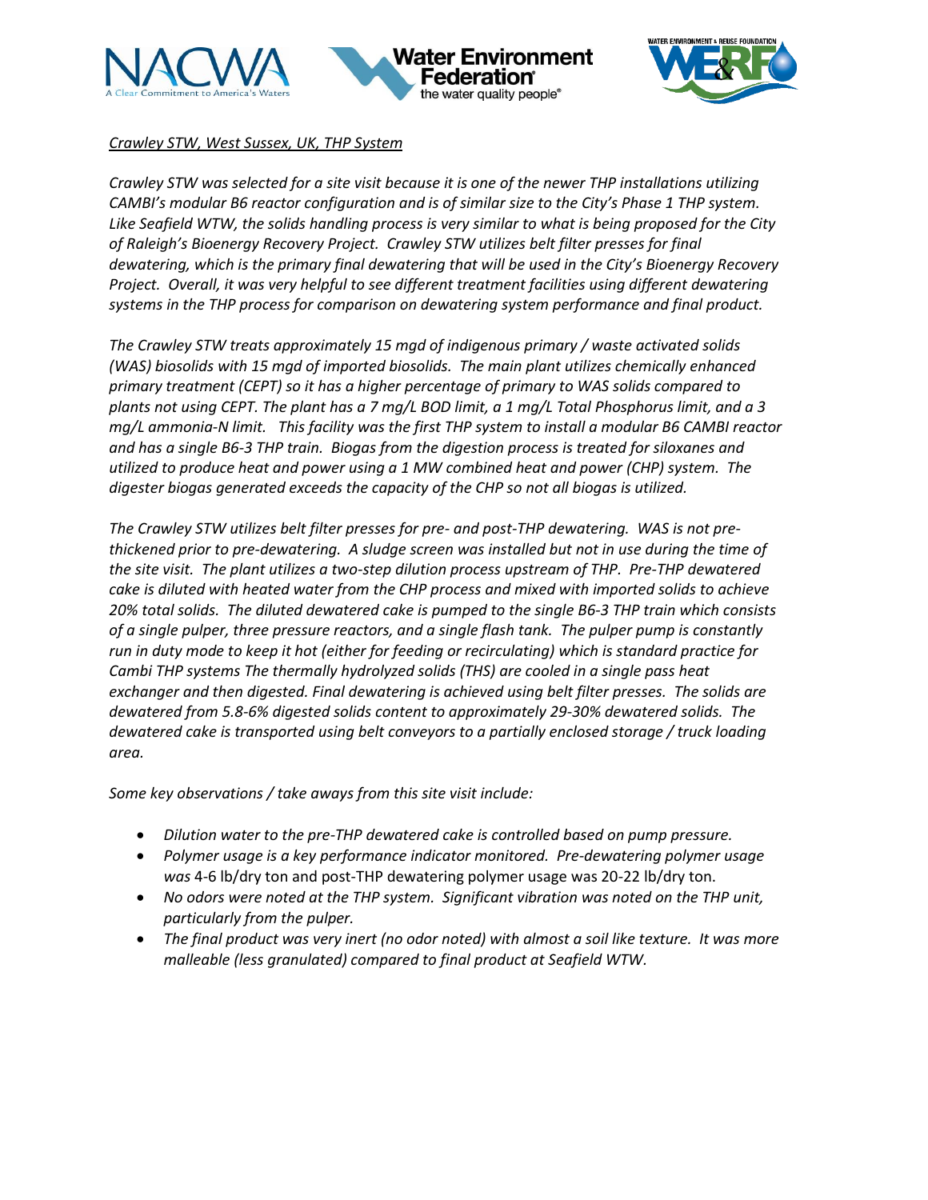*Crawley STW, West Sussex, UK, THP System*

*Crawley STW was selected for a site visit because it is one of the newer THP installations utilizing CAMBI's modular B6 reactor configuration and is of similar size to the City's Phase 1 THP system. Like Seafield WTW, the solids handling process is very similar to what is being proposed for the City of Raleigh's Bioenergy Recovery Project. Crawley STW utilizes belt filter presses for final dewatering, which is the primary final dewatering that will be used in the City's Bioenergy Recovery Project. Overall, it was very helpful to see different treatment facilities using different dewatering systems in the THP process for comparison on dewatering system performance and final product.*

*The Crawley STW treats approximately 15 mgd of indigenous primary / waste activated solids (WAS) biosolids with 15 mgd of imported biosolids. The main plant utilizes chemically enhanced primary treatment (CEPT) so it has a higher percentage of primary to WAS solids compared to plants not using CEPT. The plant has a 7 mg/L BOD limit, a 1 mg/L Total Phosphorus limit, and a 3 mg/L ammonia-N limit. This facility was the first THP system to install a modular B6 CAMBI reactor and has a single B6-3 THP train. Biogas from the digestion process is treated for siloxanes and utilized to produce heat and power using a 1 MW combined heat and power (CHP) system. The digester biogas generated exceeds the capacity of the CHP so not all biogas is utilized.*

*The Crawley STW utilizes belt filter presses for pre- and post-THP dewatering. WAS is not pre-thickened prior to pre-dewatering. A sludge screen was installed but not in use during the time of the site visit. The plant utilizes a two-step dilution process upstream of THP. Pre-THP dewatered cake is diluted with heated water from the CHP process and mixed with imported solids to achieve 20% total solids. The diluted dewatered cake is pumped to the single B6-3 THP train which consists of a single pulper, three pressure reactors, and a single flash tank. The pulper pump is constantly run in duty mode to keep it hot (either for feeding or recirculating) which is standard practice for Cambi THP systems The thermally hydrolyzed solids (THS) are cooled in a single pass heat exchanger and then digested. Final dewatering is achieved using belt filter presses. The solids are dewatered from 5.8-6% digested solids content to approximately 29-30% dewatered solids. The dewatered cake is transported using belt conveyors to a partially enclosed storage / truck loading area.*

*Some key observations / take aways from this site visit include:*

- *Dilution water to the pre-THP dewatered cake is controlled based on pump pressure.*
- *Polymer usage is a key performance indicator monitored. Pre-dewatering polymer usage was* 4-6 lb/dry ton and post-THP dewatering polymer usage was 20-22 lb/dry ton.
- *No odors were noted at the THP system. Significant vibration was noted on the THP unit, particularly from the pulper.*
- *The final product was very inert (no odor noted) with almost a soil like texture. It was more malleable (less granulated) compared to final product at Seafield WTW.*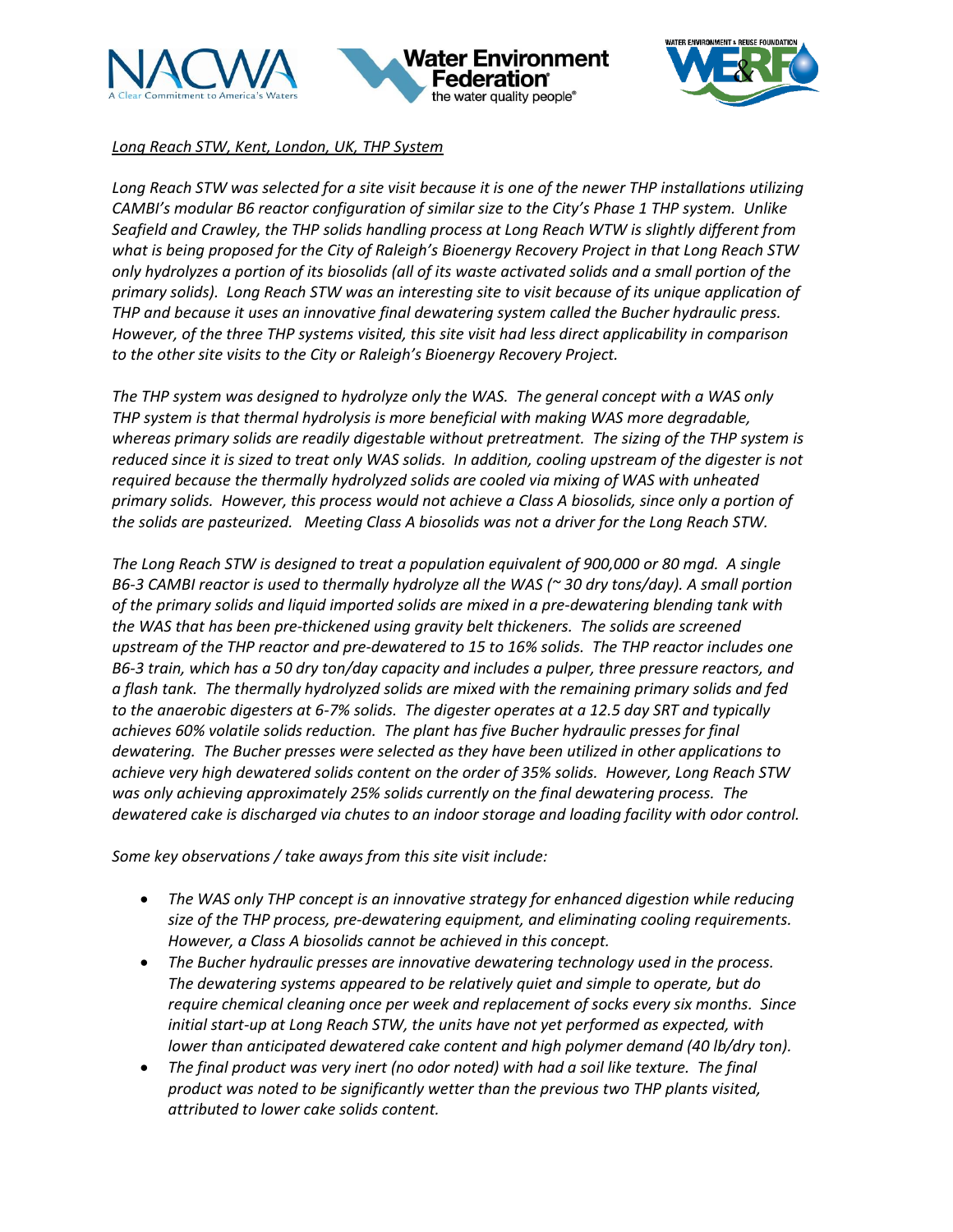*Long Reach STW, Kent, London, UK, THP System*

*Long Reach STW was selected for a site visit because it is one of the newer THP installations utilizing CAMBI's modular B6 reactor configuration of similar size to the City's Phase 1 THP system. Unlike Seafield and Crawley, the THP solids handling process at Long Reach WTW is slightly different from what is being proposed for the City of Raleigh's Bioenergy Recovery Project in that Long Reach STW only hydrolyzes a portion of its biosolids (all of its waste activated solids and a small portion of the primary solids). Long Reach STW was an interesting site to visit because of its unique application of THP and because it uses an innovative final dewatering system called the Bucher hydraulic press. However, of the three THP systems visited, this site visit had less direct applicability in comparison to the other site visits to the City or Raleigh's Bioenergy Recovery Project.*

*The THP system was designed to hydrolyze only the WAS. The general concept with a WAS only THP system is that thermal hydrolysis is more beneficial with making WAS more degradable, whereas primary solids are readily digestable without pretreatment. The sizing of the THP system is reduced since it is sized to treat only WAS solids. In addition, cooling upstream of the digester is not required because the thermally hydrolyzed solids are cooled via mixing of WAS with unheated primary solids. However, this process would not achieve a Class A biosolids, since only a portion of the solids are pasteurized. Meeting Class A biosolids was not a driver for the Long Reach STW.*

*The Long Reach STW is designed to treat a population equivalent of 900,000 or 80 mgd. A single B6-3 CAMBI reactor is used to thermally hydrolyze all the WAS (~ 30 dry tons/day). A small portion of the primary solids and liquid imported solids are mixed in a pre-dewatering blending tank with the WAS that has been pre-thickened using gravity belt thickeners. The solids are screened upstream of the THP reactor and pre-dewatered to 15 to 16% solids. The THP reactor includes one B6-3 train, which has a 50 dry ton/day capacity and includes a pulper, three pressure reactors, and a flash tank. The thermally hydrolyzed solids are mixed with the remaining primary solids and fed to the anaerobic digesters at 6-7% solids. The digester operates at a 12.5 day SRT and typically achieves 60% volatile solids reduction. The plant has five Bucher hydraulic presses for final dewatering. The Bucher presses were selected as they have been utilized in other applications to achieve very high dewatered solids content on the order of 35% solids. However, Long Reach STW was only achieving approximately 25% solids currently on the final dewatering process. The dewatered cake is discharged via chutes to an indoor storage and loading facility with odor control.*

*Some key observations / take aways from this site visit include:*

- *The WAS only THP concept is an innovative strategy for enhanced digestion while reducing size of the THP process, pre-dewatering equipment, and eliminating cooling requirements. However, a Class A biosolids cannot be achieved in this concept.*
- *The Bucher hydraulic presses are innovative dewatering technology used in the process. The dewatering systems appeared to be relatively quiet and simple to operate, but do require chemical cleaning once per week and replacement of socks every six months. Since initial start-up at Long Reach STW, the units have not yet performed as expected, with lower than anticipated dewatered cake content and high polymer demand (40 lb/dry ton).*
- *The final product was very inert (no odor noted) with had a soil like texture. The final product was noted to be significantly wetter than the previous two THP plants visited, attributed to lower cake solids content.*